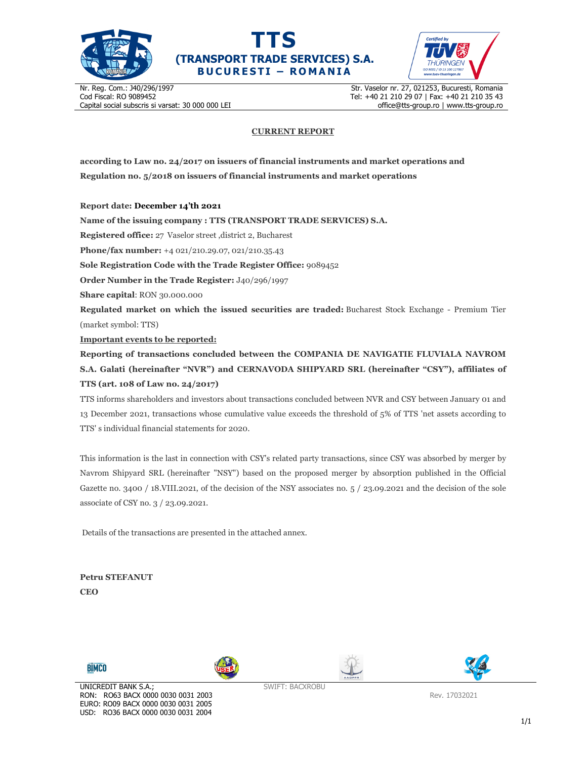# TTS
## (TRANSPORT TRADE SERVICES) S.A.
### BUCURESTI – ROMANIA

Nr. Reg. Com.: J40/296/1997
Cod Fiscal: RO 9089452
Capital social subscris si varsat: 30 000 000 LEI

Str. Vaselor nr. 27, 021253, Bucuresti, Romania
Tel: +40 21 210 29 07 | Fax: +40 21 210 35 43
office@tts-group.ro | www.tts-group.ro

## CURRENT REPORT

**according to Law no. 24/2017 on issuers of financial instruments and market operations and Regulation no. 5/2018 on issuers of financial instruments and market operations**

**Report date: December 14'th 2021**

**Name of the issuing company : TTS (TRANSPORT TRADE SERVICES) S.A.**

**Registered office:** 27 Vaselor street ,district 2, Bucharest

**Phone/fax number:** +4 021/210.29.07, 021/210.35.43

**Sole Registration Code with the Trade Register Office:** 9089452

**Order Number in the Trade Register:** J40/296/1997

**Share capital**: RON 30.000.000

**Regulated market on which the issued securities are traded:** Bucharest Stock Exchange - Premium Tier (market symbol: TTS)

**Important events to be reported:**

**Reporting of transactions concluded between the COMPANIA DE NAVIGATIE FLUVIALA NAVROM S.A. Galati (hereinafter "NVR") and CERNAVODA SHIPYARD SRL (hereinafter "CSY"), affiliates of TTS (art. 108 of Law no. 24/2017)**

TTS informs shareholders and investors about transactions concluded between NVR and CSY between January 01 and 13 December 2021, transactions whose cumulative value exceeds the threshold of 5% of TTS 'net assets according to TTS' s individual financial statements for 2020.

This information is the last in connection with CSY's related party transactions, since CSY was absorbed by merger by Navrom Shipyard SRL (hereinafter "NSY") based on the proposed merger by absorption published in the Official Gazette no. 3400 / 18.VIII.2021, of the decision of the NSY associates no. 5 / 23.09.2021 and the decision of the sole associate of CSY no. 3 / 23.09.2021.

Details of the transactions are presented in the attached annex.

**Petru STEFANUT**
**CEO**

UNICREDIT BANK S.A.;
RON: RO63 BACX 0000 0030 0031 2003
EURO: RO09 BACX 0000 0030 0031 2005
USD: RO36 BACX 0000 0030 0031 2004

SWIFT: BACXROBU

Rev. 17032021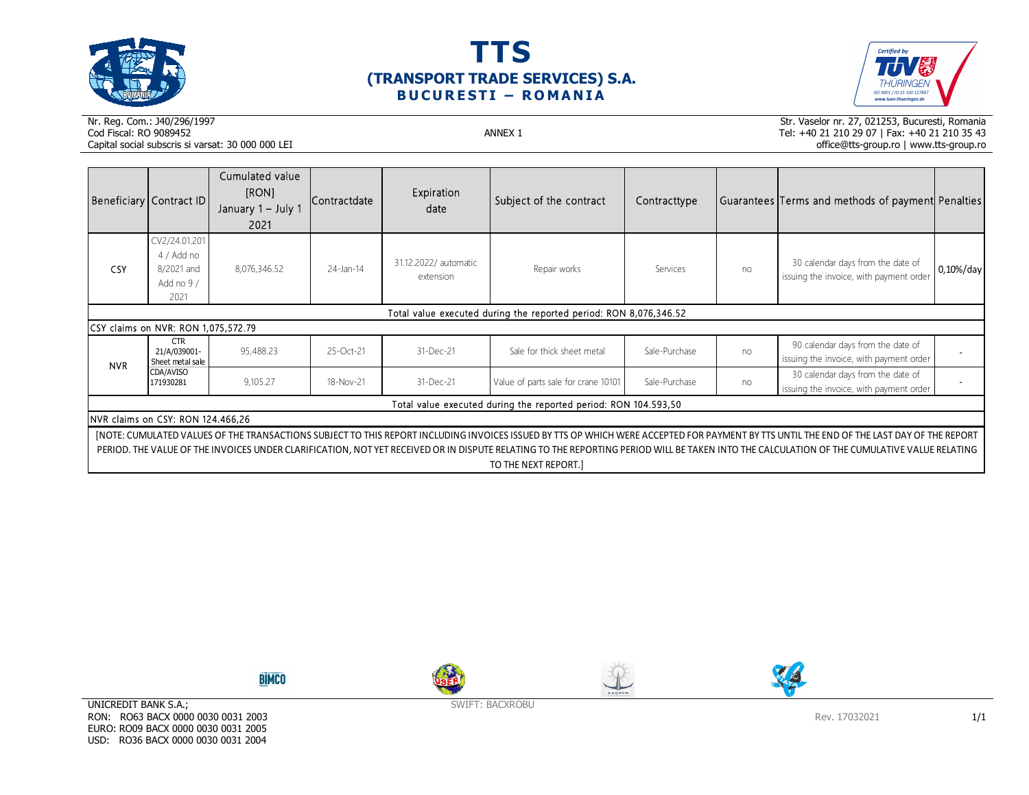# TTS

## (TRANSPORT TRADE SERVICES) S.A.

### BUCURESTI – ROMANIA

Nr. Reg. Com.: J40/296/1997
Cod Fiscal: RO 9089452
Capital social subscris si varsat: 30 000 000 LEI

ANNEX 1

Str. Vaselor nr. 27, 021253, Bucuresti, Romania
Tel: +40 21 210 29 07 | Fax: +40 21 210 35 43
office@tts-group.ro | www.tts-group.ro

| Beneficiary | Contract ID | Cumulated value [RON] January 1 – July 1 2021 | Contractdate | Expiration date | Subject of the contract | Contracttype | Guarantees | Terms and methods of payment | Penalties |
|---|---|---|---|---|---|---|---|---|---|
| CSY | CV2/24.01.2014 / Add no 8/2021 and Add no 9 / 2021 | 8,076,346.52 | 24-Jan-14 | 31.12.2022/ automatic extension | Repair works | Services | no | 30 calendar days from the date of issuing the invoice, with payment order | 0,10%/day |
| Total value executed during the reported period: RON 8,076,346.52 | | | | | | | | | |
| CSY claims on NVR: RON 1,075,572.79 | | | | | | | | | |
| NVR | CTR 21/A/039001-Sheet metal sale | 95,488.23 | 25-Oct-21 | 31-Dec-21 | Sale for thick sheet metal | Sale-Purchase | no | 90 calendar days from the date of issuing the invoice, with payment order | - |
| | CDA/AVISO 171930281 | 9,105.27 | 18-Nov-21 | 31-Dec-21 | Value of parts sale for crane 10101 | Sale-Purchase | no | 30 calendar days from the date of issuing the invoice, with payment order | - |
| Total value executed during the reported period: RON 104.593,50 | | | | | | | | | |
| NVR claims on CSY: RON 124.466,26 | | | | | | | | | |

[NOTE: CUMULATED VALUES OF THE TRANSACTIONS SUBJECT TO THIS REPORT INCLUDING INVOICES ISSUED BY TTS OP WHICH WERE ACCEPTED FOR PAYMENT BY TTS UNTIL THE END OF THE LAST DAY OF THE REPORT PERIOD. THE VALUE OF THE INVOICES UNDER CLARIFICATION, NOT YET RECEIVED OR IN DISPUTE RELATING TO THE REPORTING PERIOD WILL BE TAKEN INTO THE CALCULATION OF THE CUMULATIVE VALUE RELATING TO THE NEXT REPORT.]

UNICREDIT BANK S.A.;
RON: RO63 BACX 0000 0030 0031 2003
EURO: RO09 BACX 0000 0030 0031 2005
USD: RO36 BACX 0000 0030 0031 2004

SWIFT: BACXROBU

Rev. 17032021